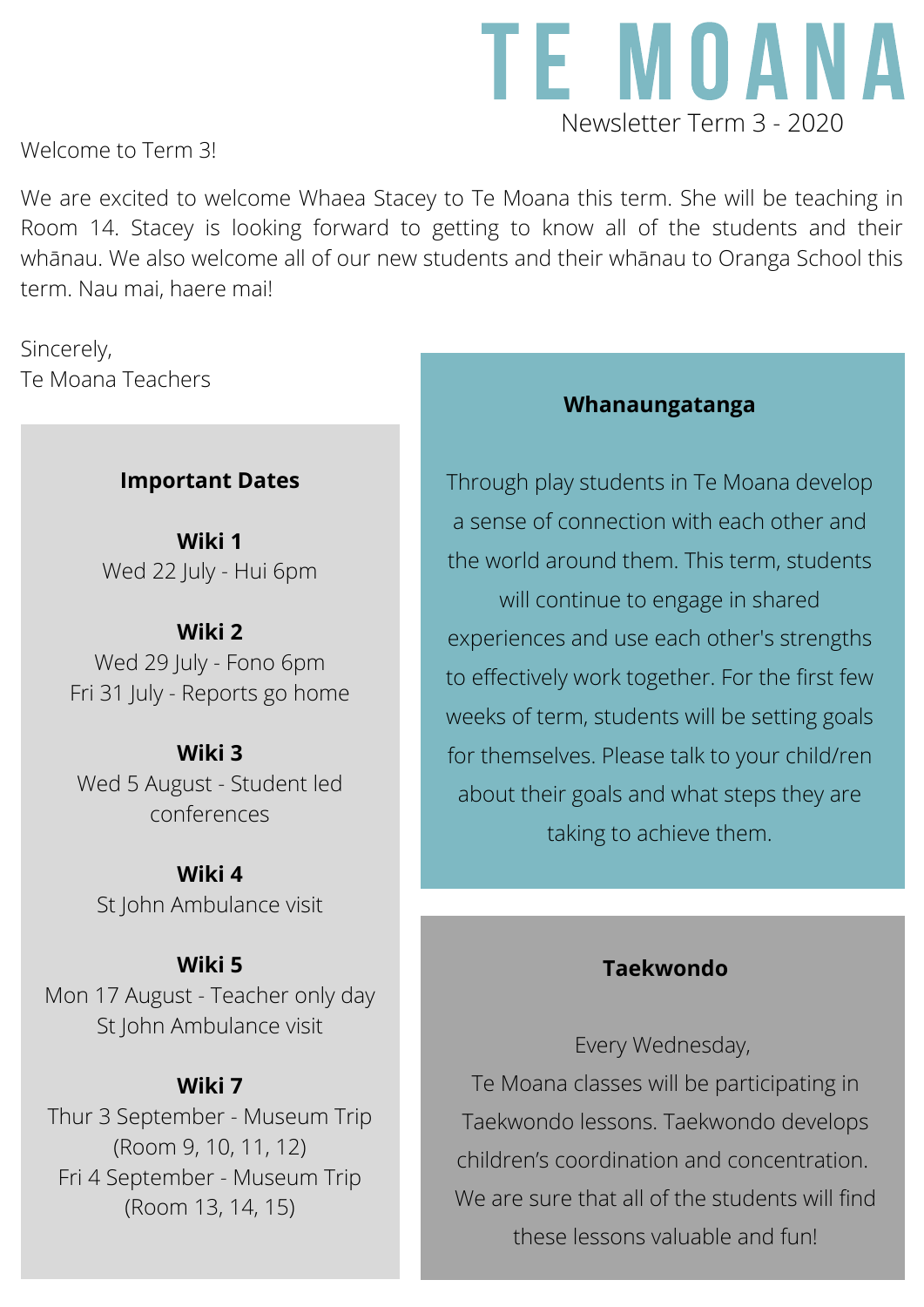# TE MOANA

Newsletter Term 3 - 2020

Welcome to Term 3!

We are excited to welcome Whaea Stacey to Te Moana this term. She will be teaching in Room 14. Stacey is looking forward to getting to know all of the students and their whānau. We also welcome all of our new students and their whānau to Oranga School this term. Nau mai, haere mai!

Sincerely,
Te Moana Teachers

## Important Dates

**Wiki 1**
Wed 22 July - Hui 6pm

**Wiki 2**
Wed 29 July - Fono 6pm
Fri 31 July - Reports go home

**Wiki 3**
Wed 5 August - Student led conferences

**Wiki 4**
St John Ambulance visit

**Wiki 5**
Mon 17 August - Teacher only day
St John Ambulance visit

**Wiki 7**
Thur 3 September - Museum Trip (Room 9, 10, 11, 12)
Fri 4 September - Museum Trip (Room 13, 14, 15)

## Whanaungatanga

Through play students in Te Moana develop a sense of connection with each other and the world around them. This term, students will continue to engage in shared experiences and use each other's strengths to effectively work together. For the first few weeks of term, students will be setting goals for themselves. Please talk to your child/ren about their goals and what steps they are taking to achieve them.

## Taekwondo

Every Wednesday, Te Moana classes will be participating in Taekwondo lessons. Taekwondo develops children's coordination and concentration. We are sure that all of the students will find these lessons valuable and fun!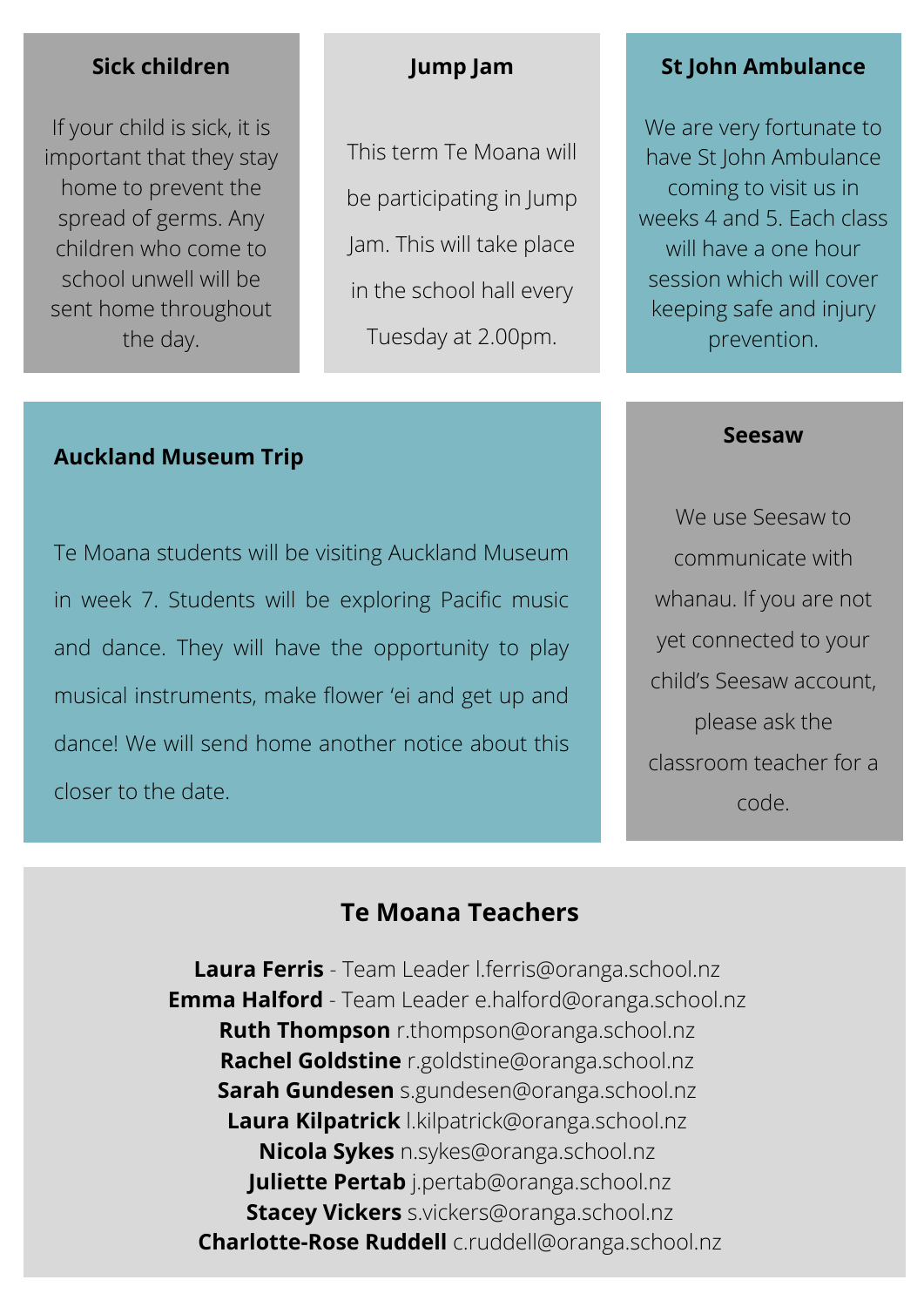## Sick children

If your child is sick, it is important that they stay home to prevent the spread of germs. Any children who come to school unwell will be sent home throughout the day.

## Jump Jam

This term Te Moana will be participating in Jump Jam. This will take place in the school hall every Tuesday at 2.00pm.

## St John Ambulance

We are very fortunate to have St John Ambulance coming to visit us in weeks 4 and 5. Each class will have a one hour session which will cover keeping safe and injury prevention.

## Auckland Museum Trip

Te Moana students will be visiting Auckland Museum in week 7. Students will be exploring Pacific music and dance. They will have the opportunity to play musical instruments, make flower ‘ei and get up and dance! We will send home another notice about this closer to the date.

## Seesaw

We use Seesaw to communicate with whanau. If you are not yet connected to your child’s Seesaw account, please ask the classroom teacher for a code.

## Te Moana Teachers

**Laura Ferris** - Team Leader l.ferris@oranga.school.nz
**Emma Halford** - Team Leader e.halford@oranga.school.nz
**Ruth Thompson** r.thompson@oranga.school.nz
**Rachel Goldstine** r.goldstine@oranga.school.nz
**Sarah Gundesen** s.gundesen@oranga.school.nz
**Laura Kilpatrick** l.kilpatrick@oranga.school.nz
**Nicola Sykes** n.sykes@oranga.school.nz
**Juliette Pertab** j.pertab@oranga.school.nz
**Stacey Vickers** s.vickers@oranga.school.nz
**Charlotte-Rose Ruddell** c.ruddell@oranga.school.nz